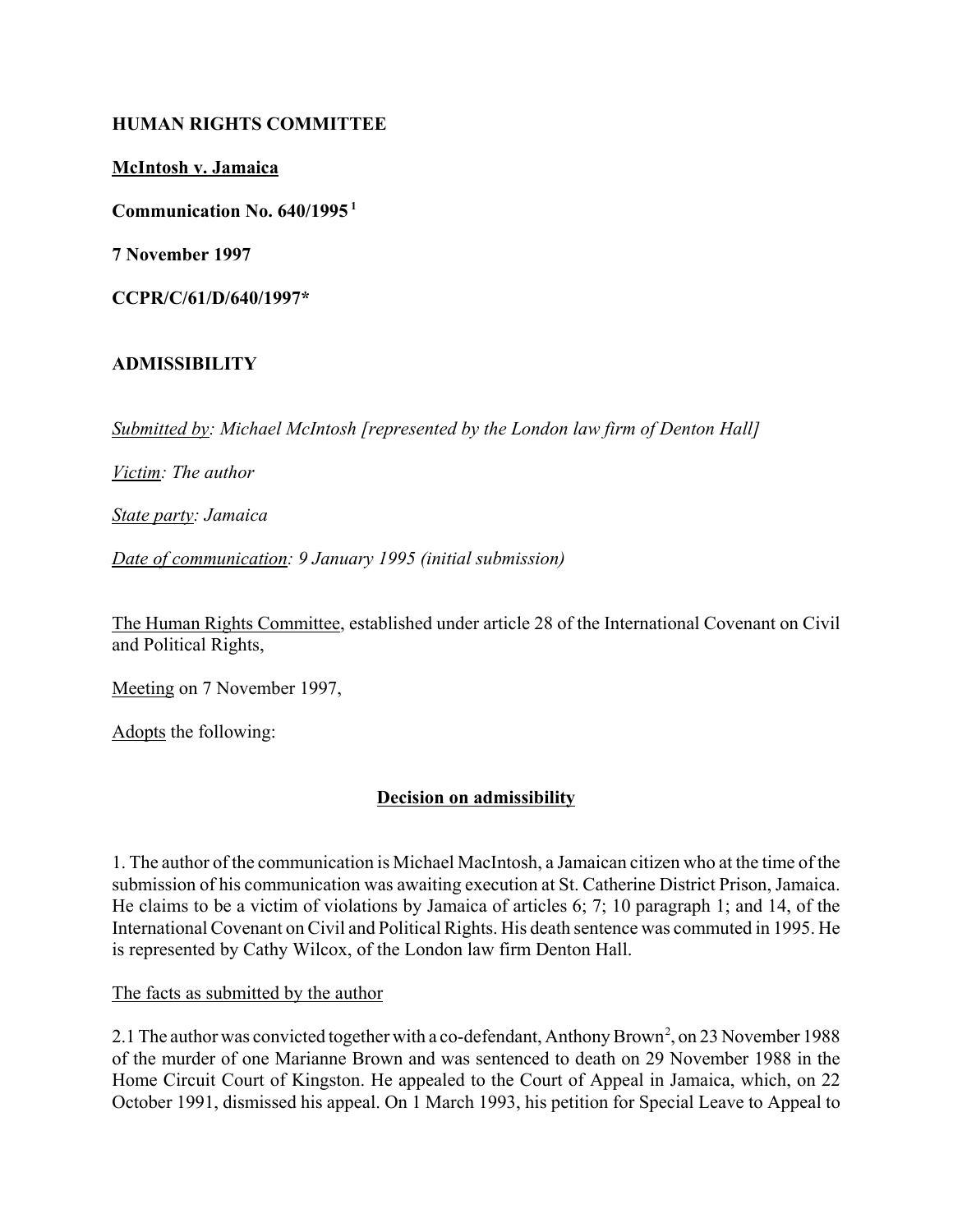**HUMAN RIGHTS COMMITTEE**

**McIntosh v. Jamaica**

**Communication No. 640/1995** [1]

**7 November 1997**

**CCPR/C/61/D/640/1997***

**ADMISSIBILITY**

*Submitted by: Michael McIntosh [represented by the London law firm of Denton Hall]*

*Victim: The author*

*State party: Jamaica*

*Date of communication: 9 January 1995 (initial submission)*

The Human Rights Committee, established under article 28 of the International Covenant on Civil and Political Rights,

Meeting on 7 November 1997,

Adopts the following:

**Decision on admissibility**

1. The author of the communication is Michael MacIntosh, a Jamaican citizen who at the time of the submission of his communication was awaiting execution at St. Catherine District Prison, Jamaica. He claims to be a victim of violations by Jamaica of articles 6; 7; 10 paragraph 1; and 14, of the International Covenant on Civil and Political Rights. His death sentence was commuted in 1995. He is represented by Cathy Wilcox, of the London law firm Denton Hall.

The facts as submitted by the author

2.1 The author was convicted together with a co-defendant, Anthony Brown[2], on 23 November 1988 of the murder of one Marianne Brown and was sentenced to death on 29 November 1988 in the Home Circuit Court of Kingston. He appealed to the Court of Appeal in Jamaica, which, on 22 October 1991, dismissed his appeal. On 1 March 1993, his petition for Special Leave to Appeal to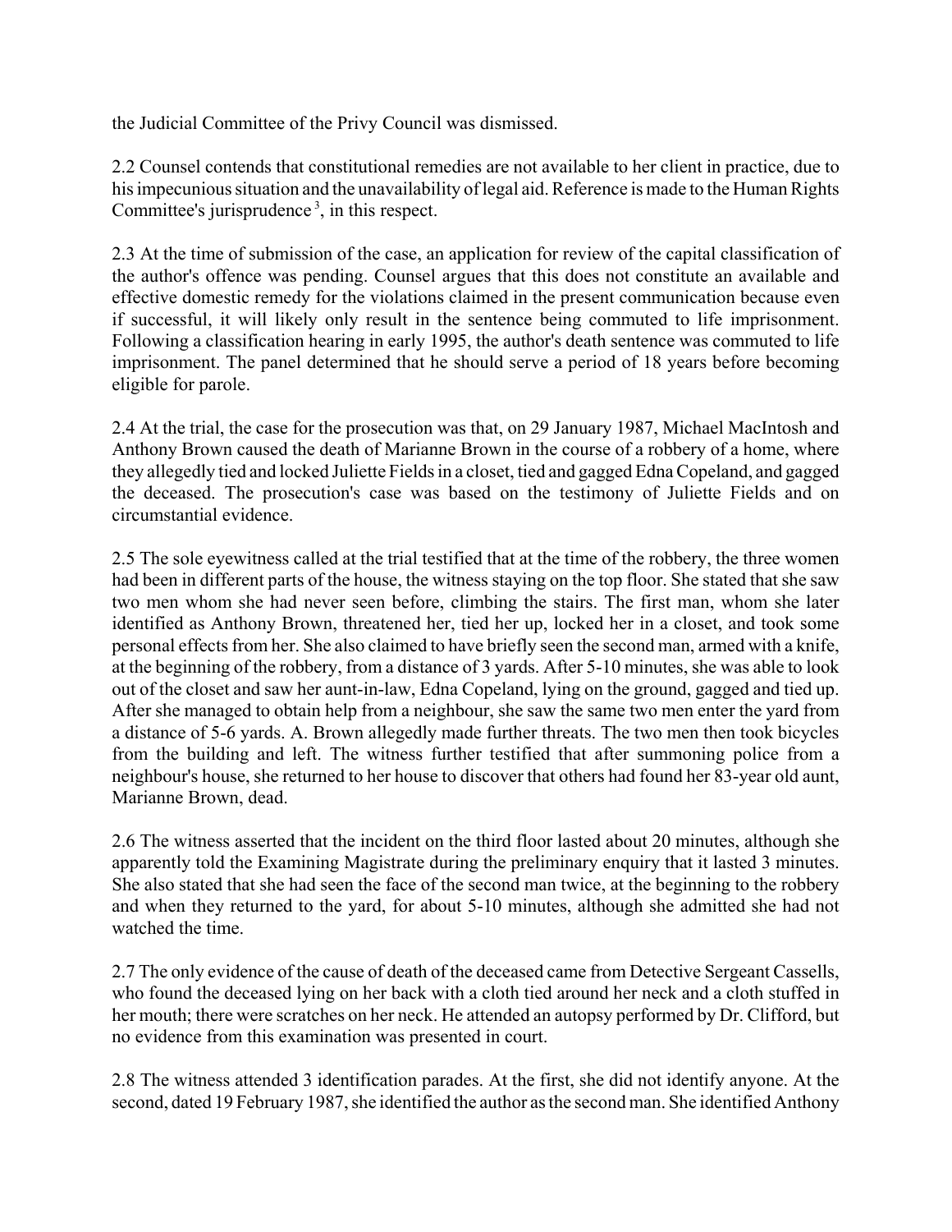the Judicial Committee of the Privy Council was dismissed.

2.2 Counsel contends that constitutional remedies are not available to her client in practice, due to his impecunious situation and the unavailability of legal aid. Reference is made to the Human Rights Committee's jurisprudence [3], in this respect.

2.3 At the time of submission of the case, an application for review of the capital classification of the author's offence was pending. Counsel argues that this does not constitute an available and effective domestic remedy for the violations claimed in the present communication because even if successful, it will likely only result in the sentence being commuted to life imprisonment. Following a classification hearing in early 1995, the author's death sentence was commuted to life imprisonment. The panel determined that he should serve a period of 18 years before becoming eligible for parole.

2.4 At the trial, the case for the prosecution was that, on 29 January 1987, Michael MacIntosh and Anthony Brown caused the death of Marianne Brown in the course of a robbery of a home, where they allegedly tied and locked Juliette Fields in a closet, tied and gagged Edna Copeland, and gagged the deceased. The prosecution's case was based on the testimony of Juliette Fields and on circumstantial evidence.

2.5 The sole eyewitness called at the trial testified that at the time of the robbery, the three women had been in different parts of the house, the witness staying on the top floor. She stated that she saw two men whom she had never seen before, climbing the stairs. The first man, whom she later identified as Anthony Brown, threatened her, tied her up, locked her in a closet, and took some personal effects from her. She also claimed to have briefly seen the second man, armed with a knife, at the beginning of the robbery, from a distance of 3 yards. After 5-10 minutes, she was able to look out of the closet and saw her aunt-in-law, Edna Copeland, lying on the ground, gagged and tied up. After she managed to obtain help from a neighbour, she saw the same two men enter the yard from a distance of 5-6 yards. A. Brown allegedly made further threats. The two men then took bicycles from the building and left. The witness further testified that after summoning police from a neighbour's house, she returned to her house to discover that others had found her 83-year old aunt, Marianne Brown, dead.

2.6 The witness asserted that the incident on the third floor lasted about 20 minutes, although she apparently told the Examining Magistrate during the preliminary enquiry that it lasted 3 minutes. She also stated that she had seen the face of the second man twice, at the beginning to the robbery and when they returned to the yard, for about 5-10 minutes, although she admitted she had not watched the time.

2.7 The only evidence of the cause of death of the deceased came from Detective Sergeant Cassells, who found the deceased lying on her back with a cloth tied around her neck and a cloth stuffed in her mouth; there were scratches on her neck. He attended an autopsy performed by Dr. Clifford, but no evidence from this examination was presented in court.

2.8 The witness attended 3 identification parades. At the first, she did not identify anyone. At the second, dated 19 February 1987, she identified the author as the second man. She identified Anthony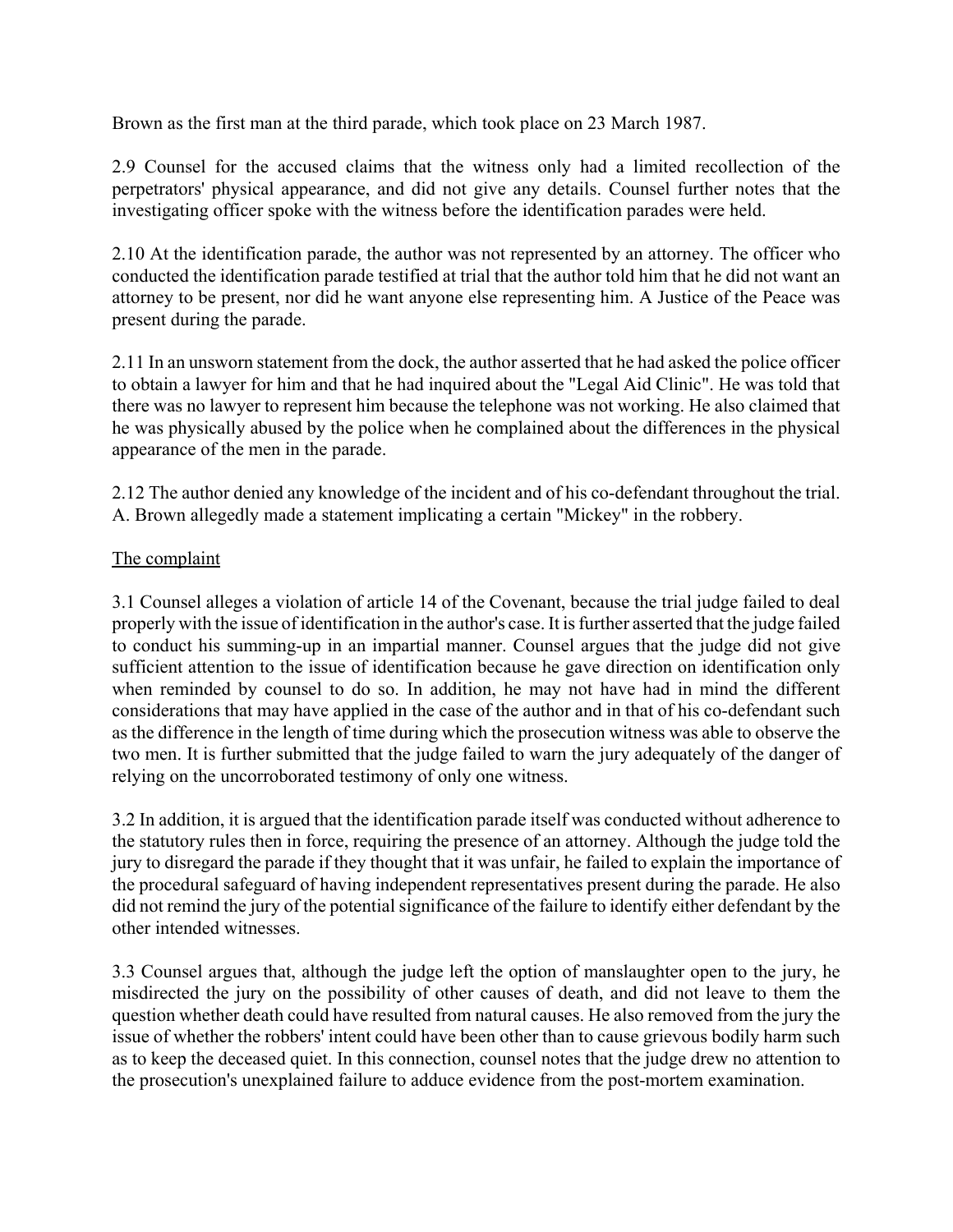Brown as the first man at the third parade, which took place on 23 March 1987.

2.9 Counsel for the accused claims that the witness only had a limited recollection of the perpetrators' physical appearance, and did not give any details. Counsel further notes that the investigating officer spoke with the witness before the identification parades were held.

2.10 At the identification parade, the author was not represented by an attorney. The officer who conducted the identification parade testified at trial that the author told him that he did not want an attorney to be present, nor did he want anyone else representing him. A Justice of the Peace was present during the parade.

2.11 In an unsworn statement from the dock, the author asserted that he had asked the police officer to obtain a lawyer for him and that he had inquired about the "Legal Aid Clinic". He was told that there was no lawyer to represent him because the telephone was not working. He also claimed that he was physically abused by the police when he complained about the differences in the physical appearance of the men in the parade.

2.12 The author denied any knowledge of the incident and of his co-defendant throughout the trial. A. Brown allegedly made a statement implicating a certain "Mickey" in the robbery.

## The complaint

3.1 Counsel alleges a violation of article 14 of the Covenant, because the trial judge failed to deal properly with the issue of identification in the author's case. It is further asserted that the judge failed to conduct his summing-up in an impartial manner. Counsel argues that the judge did not give sufficient attention to the issue of identification because he gave direction on identification only when reminded by counsel to do so. In addition, he may not have had in mind the different considerations that may have applied in the case of the author and in that of his co-defendant such as the difference in the length of time during which the prosecution witness was able to observe the two men. It is further submitted that the judge failed to warn the jury adequately of the danger of relying on the uncorroborated testimony of only one witness.

3.2 In addition, it is argued that the identification parade itself was conducted without adherence to the statutory rules then in force, requiring the presence of an attorney. Although the judge told the jury to disregard the parade if they thought that it was unfair, he failed to explain the importance of the procedural safeguard of having independent representatives present during the parade. He also did not remind the jury of the potential significance of the failure to identify either defendant by the other intended witnesses.

3.3 Counsel argues that, although the judge left the option of manslaughter open to the jury, he misdirected the jury on the possibility of other causes of death, and did not leave to them the question whether death could have resulted from natural causes. He also removed from the jury the issue of whether the robbers' intent could have been other than to cause grievous bodily harm such as to keep the deceased quiet. In this connection, counsel notes that the judge drew no attention to the prosecution's unexplained failure to adduce evidence from the post-mortem examination.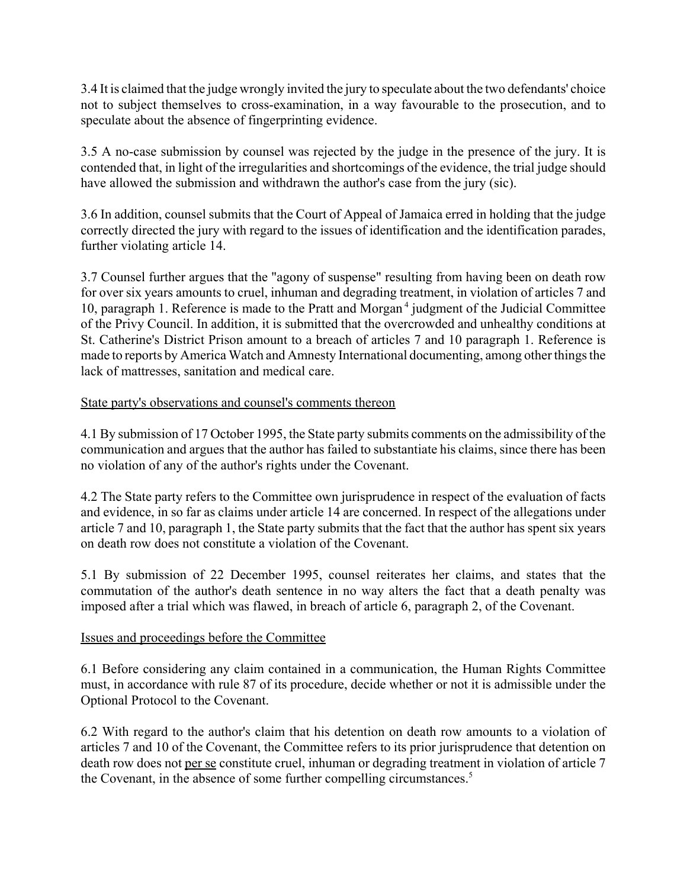3.4 It is claimed that the judge wrongly invited the jury to speculate about the two defendants' choice not to subject themselves to cross-examination, in a way favourable to the prosecution, and to speculate about the absence of fingerprinting evidence.

3.5 A no-case submission by counsel was rejected by the judge in the presence of the jury. It is contended that, in light of the irregularities and shortcomings of the evidence, the trial judge should have allowed the submission and withdrawn the author's case from the jury (sic).

3.6 In addition, counsel submits that the Court of Appeal of Jamaica erred in holding that the judge correctly directed the jury with regard to the issues of identification and the identification parades, further violating article 14.

3.7 Counsel further argues that the "agony of suspense" resulting from having been on death row for over six years amounts to cruel, inhuman and degrading treatment, in violation of articles 7 and 10, paragraph 1. Reference is made to the Pratt and Morgan [4] judgment of the Judicial Committee of the Privy Council. In addition, it is submitted that the overcrowded and unhealthy conditions at St. Catherine's District Prison amount to a breach of articles 7 and 10 paragraph 1. Reference is made to reports by America Watch and Amnesty International documenting, among other things the lack of mattresses, sanitation and medical care.

## State party's observations and counsel's comments thereon

4.1 By submission of 17 October 1995, the State party submits comments on the admissibility of the communication and argues that the author has failed to substantiate his claims, since there has been no violation of any of the author's rights under the Covenant.

4.2 The State party refers to the Committee own jurisprudence in respect of the evaluation of facts and evidence, in so far as claims under article 14 are concerned. In respect of the allegations under article 7 and 10, paragraph 1, the State party submits that the fact that the author has spent six years on death row does not constitute a violation of the Covenant.

5.1 By submission of 22 December 1995, counsel reiterates her claims, and states that the commutation of the author's death sentence in no way alters the fact that a death penalty was imposed after a trial which was flawed, in breach of article 6, paragraph 2, of the Covenant.

## Issues and proceedings before the Committee

6.1 Before considering any claim contained in a communication, the Human Rights Committee must, in accordance with rule 87 of its procedure, decide whether or not it is admissible under the Optional Protocol to the Covenant.

6.2 With regard to the author's claim that his detention on death row amounts to a violation of articles 7 and 10 of the Covenant, the Committee refers to its prior jurisprudence that detention on death row does not per se constitute cruel, inhuman or degrading treatment in violation of article 7 the Covenant, in the absence of some further compelling circumstances.[5]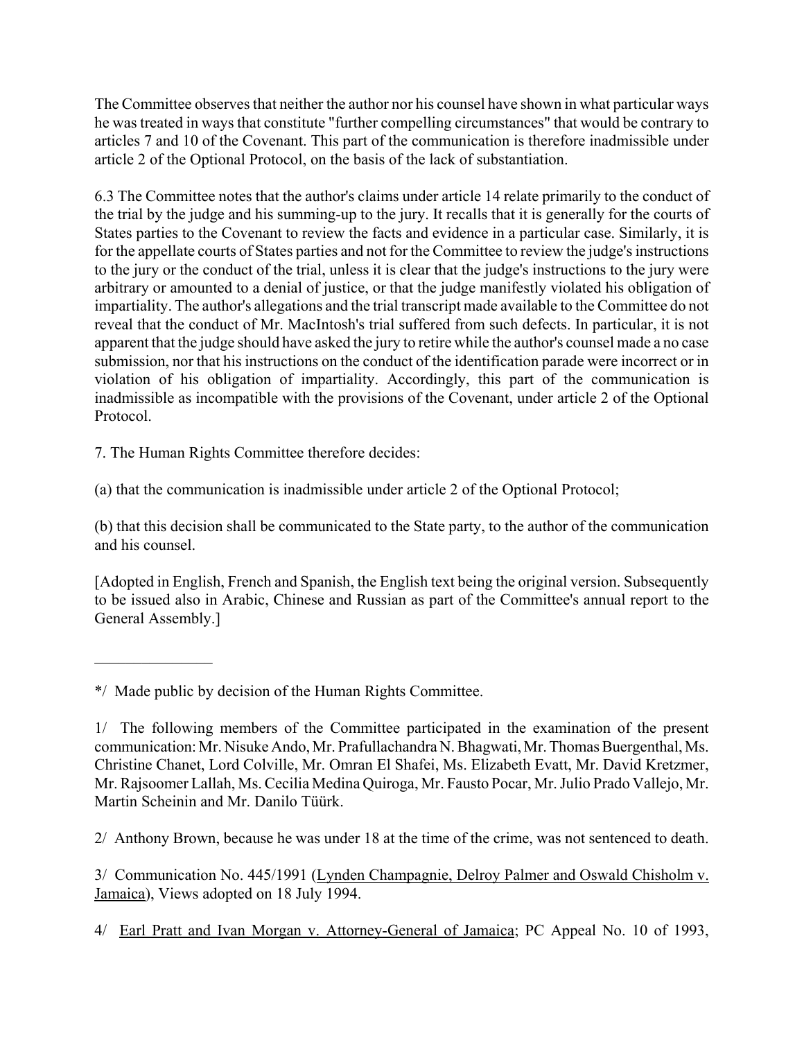The Committee observes that neither the author nor his counsel have shown in what particular ways he was treated in ways that constitute "further compelling circumstances" that would be contrary to articles 7 and 10 of the Covenant. This part of the communication is therefore inadmissible under article 2 of the Optional Protocol, on the basis of the lack of substantiation.

6.3 The Committee notes that the author's claims under article 14 relate primarily to the conduct of the trial by the judge and his summing-up to the jury. It recalls that it is generally for the courts of States parties to the Covenant to review the facts and evidence in a particular case. Similarly, it is for the appellate courts of States parties and not for the Committee to review the judge's instructions to the jury or the conduct of the trial, unless it is clear that the judge's instructions to the jury were arbitrary or amounted to a denial of justice, or that the judge manifestly violated his obligation of impartiality. The author's allegations and the trial transcript made available to the Committee do not reveal that the conduct of Mr. MacIntosh's trial suffered from such defects. In particular, it is not apparent that the judge should have asked the jury to retire while the author's counsel made a no case submission, nor that his instructions on the conduct of the identification parade were incorrect or in violation of his obligation of impartiality. Accordingly, this part of the communication is inadmissible as incompatible with the provisions of the Covenant, under article 2 of the Optional Protocol.

7. The Human Rights Committee therefore decides:

(a) that the communication is inadmissible under article 2 of the Optional Protocol;

(b) that this decision shall be communicated to the State party, to the author of the communication and his counsel.

[Adopted in English, French and Spanish, the English text being the original version. Subsequently to be issued also in Arabic, Chinese and Russian as part of the Committee's annual report to the General Assembly.]

---

*/ Made public by decision of the Human Rights Committee.

1/ The following members of the Committee participated in the examination of the present communication: Mr. Nisuke Ando, Mr. Prafullachandra N. Bhagwati, Mr. Thomas Buergenthal, Ms. Christine Chanet, Lord Colville, Mr. Omran El Shafei, Ms. Elizabeth Evatt, Mr. David Kretzmer, Mr. Rajsoomer Lallah, Ms. Cecilia Medina Quiroga, Mr. Fausto Pocar, Mr. Julio Prado Vallejo, Mr. Martin Scheinin and Mr. Danilo Tüürk.

2/ Anthony Brown, because he was under 18 at the time of the crime, was not sentenced to death.

3/ Communication No. 445/1991 (Lynden Champagnie, Delroy Palmer and Oswald Chisholm v. Jamaica), Views adopted on 18 July 1994.

4/ Earl Pratt and Ivan Morgan v. Attorney-General of Jamaica; PC Appeal No. 10 of 1993,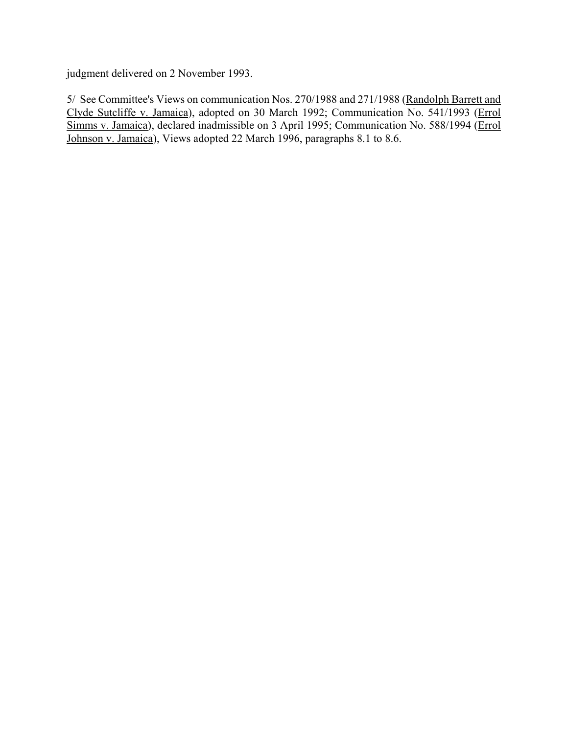judgment delivered on 2 November 1993.

5/ See Committee's Views on communication Nos. 270/1988 and 271/1988 (Randolph Barrett and Clyde Sutcliffe v. Jamaica), adopted on 30 March 1992; Communication No. 541/1993 (Errol Simms v. Jamaica), declared inadmissible on 3 April 1995; Communication No. 588/1994 (Errol Johnson v. Jamaica), Views adopted 22 March 1996, paragraphs 8.1 to 8.6.